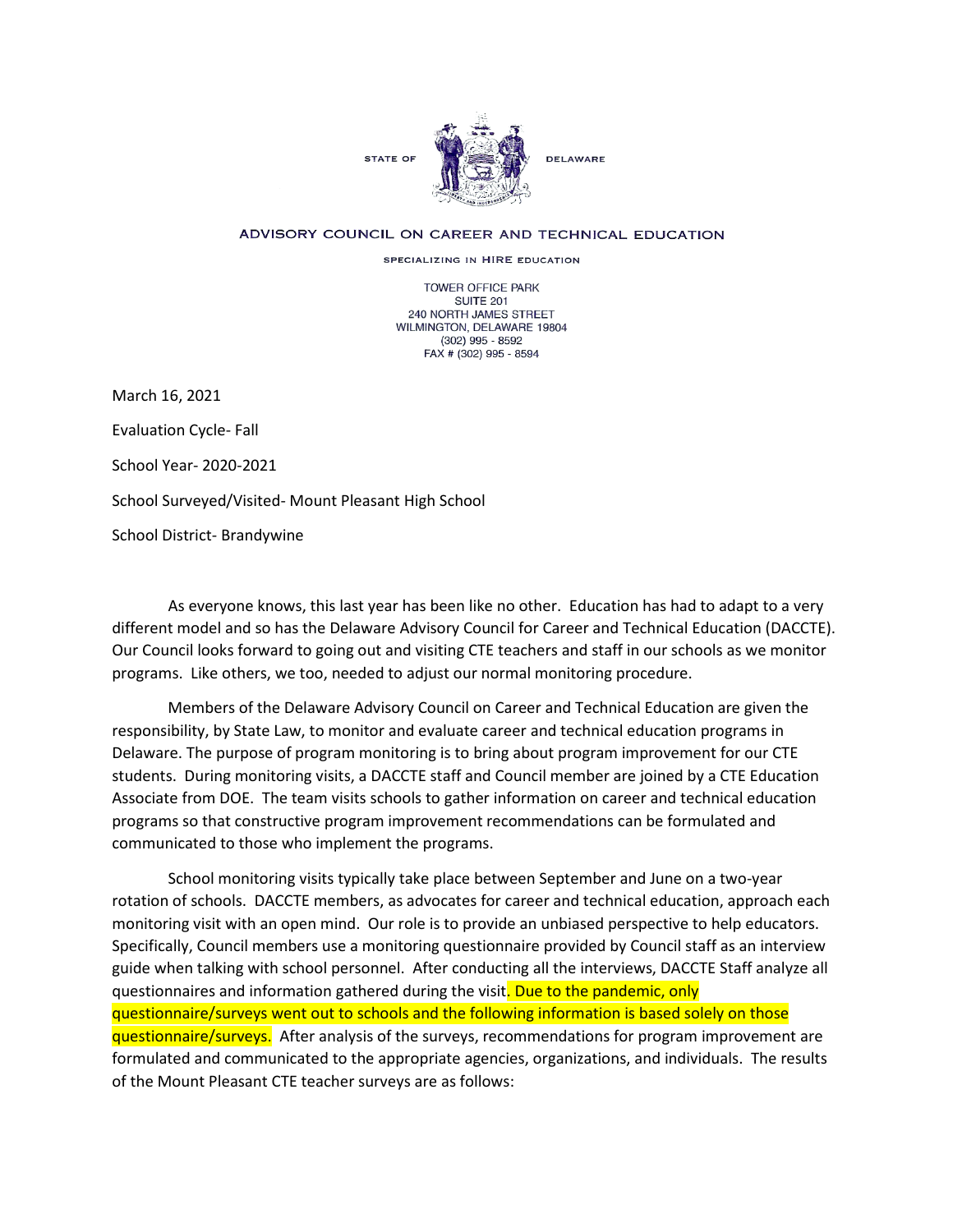STATE OF DELAWARE

ADVISORY COUNCIL ON CAREER AND TECHNICAL EDUCATION

SPECIALIZING IN HIRE EDUCATION

TOWER OFFICE PARK
SUITE 201
240 NORTH JAMES STREET
WILMINGTON, DELAWARE 19804
(302) 995 - 8592
FAX # (302) 995 - 8594

March 16, 2021

Evaluation Cycle- Fall

School Year- 2020-2021

School Surveyed/Visited- Mount Pleasant High School

School District- Brandywine

As everyone knows, this last year has been like no other. Education has had to adapt to a very different model and so has the Delaware Advisory Council for Career and Technical Education (DACCTE). Our Council looks forward to going out and visiting CTE teachers and staff in our schools as we monitor programs. Like others, we too, needed to adjust our normal monitoring procedure.

Members of the Delaware Advisory Council on Career and Technical Education are given the responsibility, by State Law, to monitor and evaluate career and technical education programs in Delaware. The purpose of program monitoring is to bring about program improvement for our CTE students. During monitoring visits, a DACCTE staff and Council member are joined by a CTE Education Associate from DOE. The team visits schools to gather information on career and technical education programs so that constructive program improvement recommendations can be formulated and communicated to those who implement the programs.

School monitoring visits typically take place between September and June on a two-year rotation of schools. DACCTE members, as advocates for career and technical education, approach each monitoring visit with an open mind. Our role is to provide an unbiased perspective to help educators. Specifically, Council members use a monitoring questionnaire provided by Council staff as an interview guide when talking with school personnel. After conducting all the interviews, DACCTE Staff analyze all questionnaires and information gathered during the visit. Due to the pandemic, only questionnaire/surveys went out to schools and the following information is based solely on those questionnaire/surveys. After analysis of the surveys, recommendations for program improvement are formulated and communicated to the appropriate agencies, organizations, and individuals. The results of the Mount Pleasant CTE teacher surveys are as follows: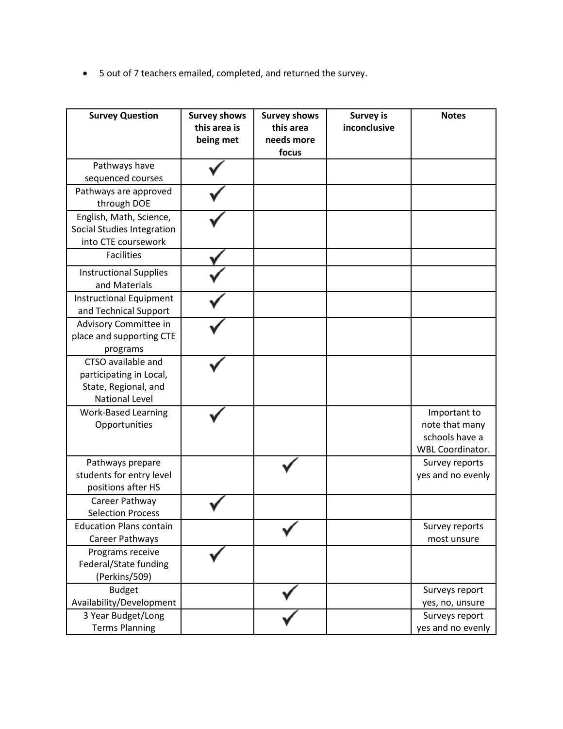- 5 out of 7 teachers emailed, completed, and returned the survey.

| Survey Question | Survey shows this area is being met | Survey shows this area needs more focus | Survey is inconclusive | Notes |
| --- | --- | --- | --- | --- |
| Pathways have sequenced courses | ✓ | | | |
| Pathways are approved through DOE | ✓ | | | |
| English, Math, Science, Social Studies Integration into CTE coursework | ✓ | | | |
| Facilities | ✓ | | | |
| Instructional Supplies and Materials | ✓ | | | |
| Instructional Equipment and Technical Support | ✓ | | | |
| Advisory Committee in place and supporting CTE programs | ✓ | | | |
| CTSO available and participating in Local, State, Regional, and National Level | ✓ | | | |
| Work-Based Learning Opportunities | ✓ | | | Important to note that many schools have a WBL Coordinator. |
| Pathways prepare students for entry level positions after HS | | ✓ | | Survey reports yes and no evenly |
| Career Pathway Selection Process | ✓ | | | |
| Education Plans contain Career Pathways | | ✓ | | Survey reports most unsure |
| Programs receive Federal/State funding (Perkins/509) | ✓ | | | |
| Budget Availability/Development | | ✓ | | Surveys report yes, no, unsure |
| 3 Year Budget/Long Terms Planning | | ✓ | | Surveys report yes and no evenly |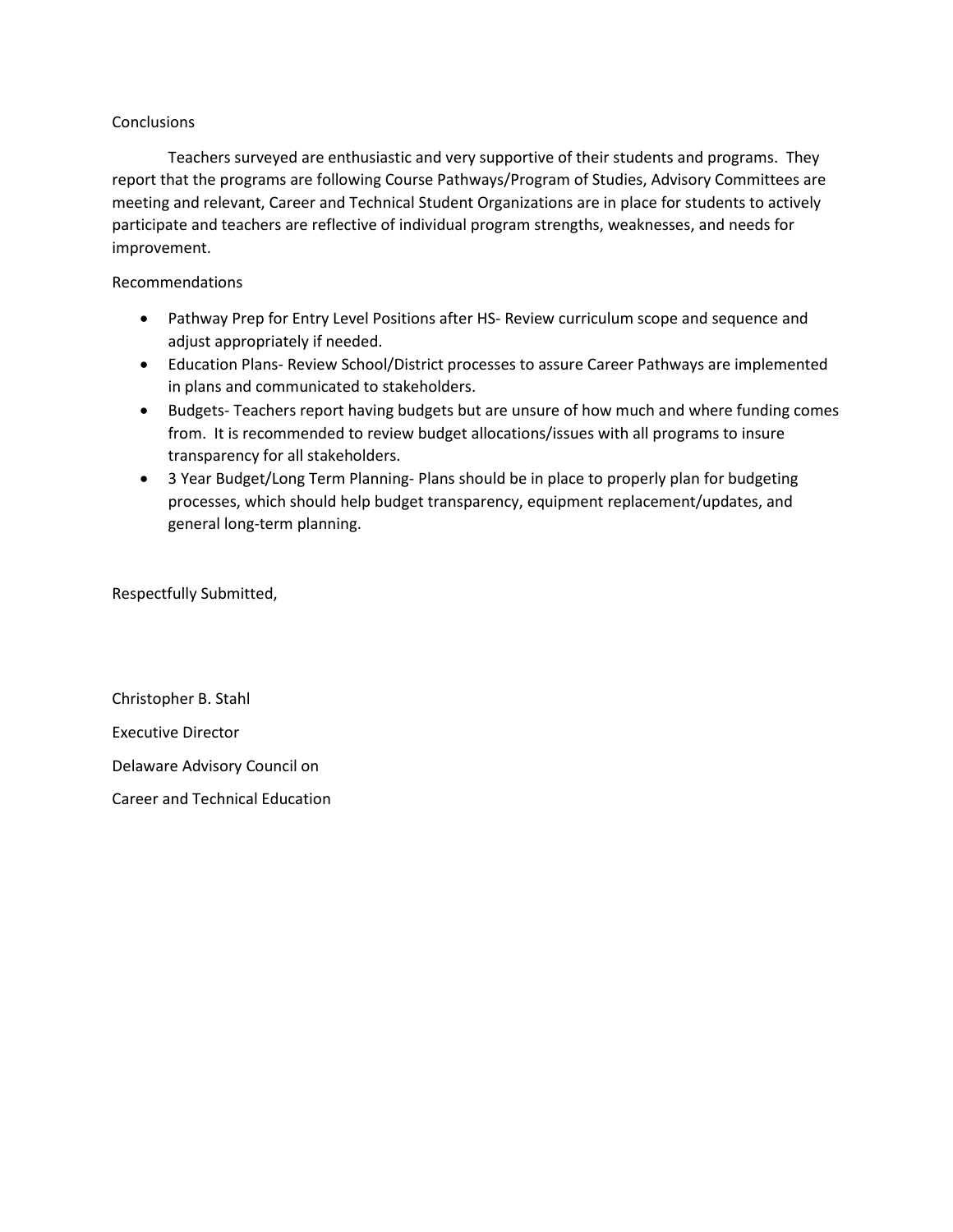## Conclusions

Teachers surveyed are enthusiastic and very supportive of their students and programs. They report that the programs are following Course Pathways/Program of Studies, Advisory Committees are meeting and relevant, Career and Technical Student Organizations are in place for students to actively participate and teachers are reflective of individual program strengths, weaknesses, and needs for improvement.

## Recommendations

- Pathway Prep for Entry Level Positions after HS- Review curriculum scope and sequence and adjust appropriately if needed.
- Education Plans- Review School/District processes to assure Career Pathways are implemented in plans and communicated to stakeholders.
- Budgets- Teachers report having budgets but are unsure of how much and where funding comes from. It is recommended to review budget allocations/issues with all programs to insure transparency for all stakeholders.
- 3 Year Budget/Long Term Planning- Plans should be in place to properly plan for budgeting processes, which should help budget transparency, equipment replacement/updates, and general long-term planning.

Respectfully Submitted,

Christopher B. Stahl

Executive Director

Delaware Advisory Council on

Career and Technical Education